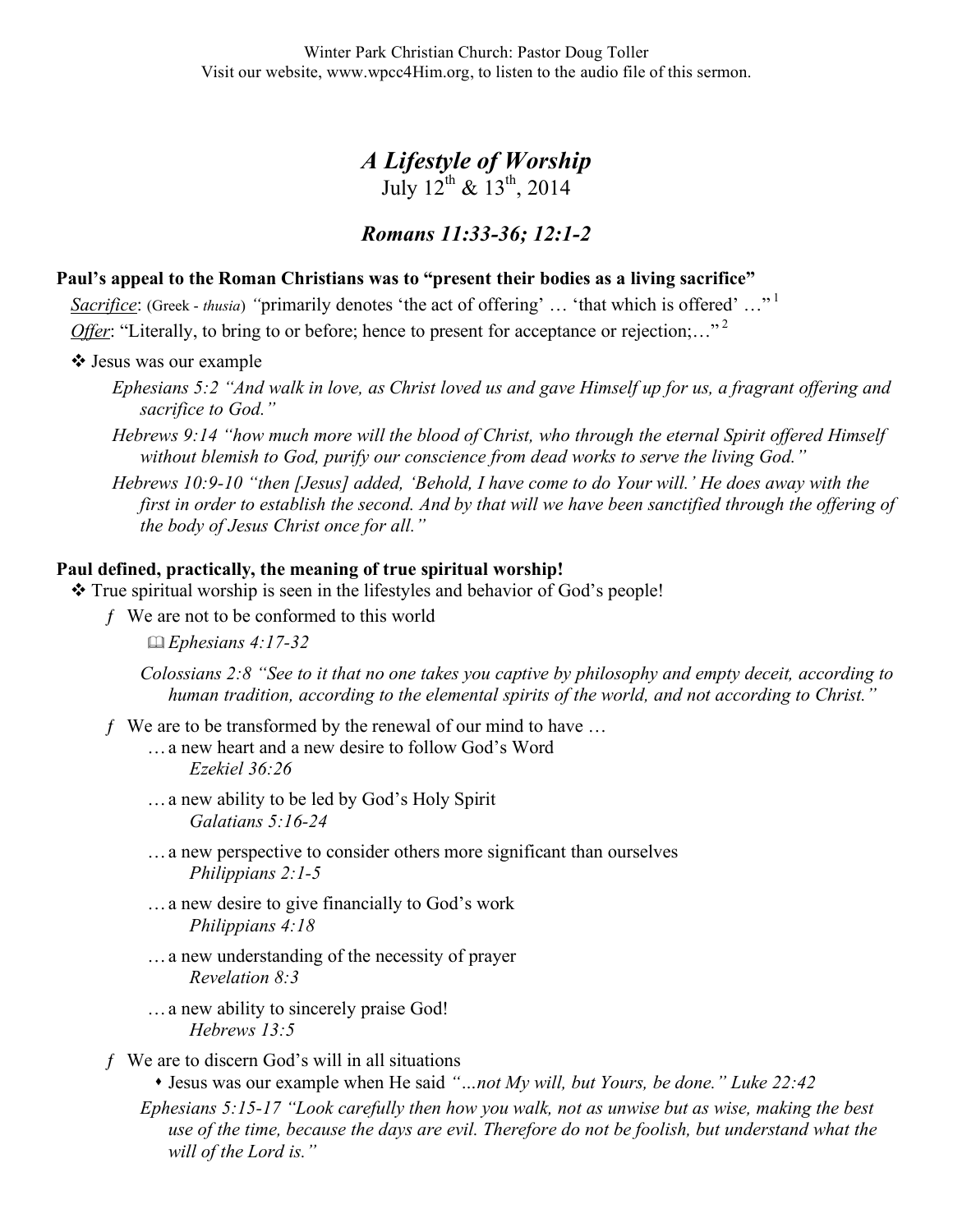Winter Park Christian Church: Pastor Doug Toller
Visit our website, www.wpcc4Him.org, to listen to the audio file of this sermon.

# *A Lifestyle of Worship*

July 12th & 13th, 2014

## *Romans 11:33-36; 12:1-2*

**Paul's appeal to the Roman Christians was to "present their bodies as a living sacrifice"**

*__Sacrifice__*: (Greek - *thusia*) *"*primarily denotes 'the act of offering' … 'that which is offered' …"[1]

*__Offer__*: "Literally, to bring to or before; hence to present for acceptance or rejection;…"[2]

❖ Jesus was our example

*Ephesians 5:2 "And walk in love, as Christ loved us and gave Himself up for us, a fragrant offering and sacrifice to God."*

*Hebrews 9:14 "how much more will the blood of Christ, who through the eternal Spirit offered Himself without blemish to God, purify our conscience from dead works to serve the living God."*

*Hebrews 10:9-10 "then [Jesus] added, 'Behold, I have come to do Your will.' He does away with the first in order to establish the second. And by that will we have been sanctified through the offering of the body of Jesus Christ once for all."*

**Paul defined, practically, the meaning of true spiritual worship!**

❖ True spiritual worship is seen in the lifestyles and behavior of God's people!

- We are not to be conformed to this world

  📖 *Ephesians 4:17-32*

  *Colossians 2:8 "See to it that no one takes you captive by philosophy and empty deceit, according to human tradition, according to the elemental spirits of the world, and not according to Christ."*

- We are to be transformed by the renewal of our mind to have …

  … a new heart and a new desire to follow God's Word
  *Ezekiel 36:26*

  … a new ability to be led by God's Holy Spirit
  *Galatians 5:16-24*

  … a new perspective to consider others more significant than ourselves
  *Philippians 2:1-5*

  … a new desire to give financially to God's work
  *Philippians 4:18*

  … a new understanding of the necessity of prayer
  *Revelation 8:3*

  … a new ability to sincerely praise God!
  *Hebrews 13:5*

- We are to discern God's will in all situations
  - Jesus was our example when He said *"…not My will, but Yours, be done." Luke 22:42*

  *Ephesians 5:15-17 "Look carefully then how you walk, not as unwise but as wise, making the best use of the time, because the days are evil. Therefore do not be foolish, but understand what the will of the Lord is."*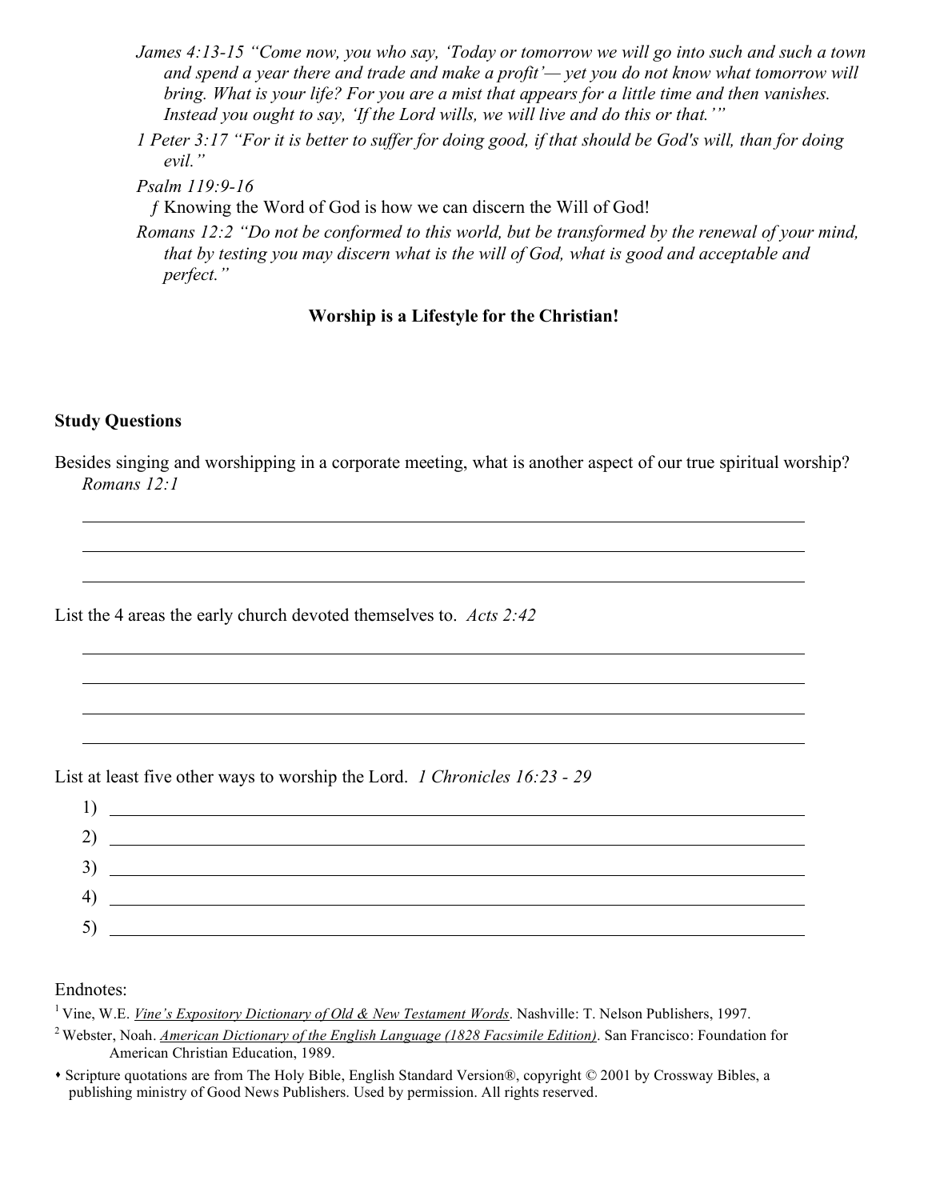*James 4:13-15 "Come now, you who say, 'Today or tomorrow we will go into such and such a town and spend a year there and trade and make a profit'— yet you do not know what tomorrow will bring. What is your life? For you are a mist that appears for a little time and then vanishes. Instead you ought to say, 'If the Lord wills, we will live and do this or that.'"*

*1 Peter 3:17 "For it is better to suffer for doing good, if that should be God's will, than for doing evil."*

*Psalm 119:9-16*

- Knowing the Word of God is how we can discern the Will of God!

*Romans 12:2 "Do not be conformed to this world, but be transformed by the renewal of your mind, that by testing you may discern what is the will of God, what is good and acceptable and perfect."*

**Worship is a Lifestyle for the Christian!**

**Study Questions**

Besides singing and worshipping in a corporate meeting, what is another aspect of our true spiritual worship? *Romans 12:1*

\_\_\_\_\_\_\_\_\_\_\_\_\_\_\_\_\_\_\_\_\_\_\_\_\_\_\_\_\_\_\_\_\_\_\_\_\_\_\_\_

\_\_\_\_\_\_\_\_\_\_\_\_\_\_\_\_\_\_\_\_\_\_\_\_\_\_\_\_\_\_\_\_\_\_\_\_\_\_\_\_

\_\_\_\_\_\_\_\_\_\_\_\_\_\_\_\_\_\_\_\_\_\_\_\_\_\_\_\_\_\_\_\_\_\_\_\_\_\_\_\_

List the 4 areas the early church devoted themselves to. *Acts 2:42*

\_\_\_\_\_\_\_\_\_\_\_\_\_\_\_\_\_\_\_\_\_\_\_\_\_\_\_\_\_\_\_\_\_\_\_\_\_\_\_\_

\_\_\_\_\_\_\_\_\_\_\_\_\_\_\_\_\_\_\_\_\_\_\_\_\_\_\_\_\_\_\_\_\_\_\_\_\_\_\_\_

\_\_\_\_\_\_\_\_\_\_\_\_\_\_\_\_\_\_\_\_\_\_\_\_\_\_\_\_\_\_\_\_\_\_\_\_\_\_\_\_

\_\_\_\_\_\_\_\_\_\_\_\_\_\_\_\_\_\_\_\_\_\_\_\_\_\_\_\_\_\_\_\_\_\_\_\_\_\_\_\_

List at least five other ways to worship the Lord. *1 Chronicles 16:23 - 29*

1) \_\_\_\_\_\_\_\_\_\_\_\_\_\_\_\_\_\_\_\_\_\_\_\_\_\_\_\_\_\_\_\_\_\_\_\_\_\_\_\_

2) \_\_\_\_\_\_\_\_\_\_\_\_\_\_\_\_\_\_\_\_\_\_\_\_\_\_\_\_\_\_\_\_\_\_\_\_\_\_\_\_

3) \_\_\_\_\_\_\_\_\_\_\_\_\_\_\_\_\_\_\_\_\_\_\_\_\_\_\_\_\_\_\_\_\_\_\_\_\_\_\_\_

4) \_\_\_\_\_\_\_\_\_\_\_\_\_\_\_\_\_\_\_\_\_\_\_\_\_\_\_\_\_\_\_\_\_\_\_\_\_\_\_\_

5) \_\_\_\_\_\_\_\_\_\_\_\_\_\_\_\_\_\_\_\_\_\_\_\_\_\_\_\_\_\_\_\_\_\_\_\_\_\_\_\_

Endnotes:

[1] Vine, W.E. *Vine's Expository Dictionary of Old & New Testament Words*. Nashville: T. Nelson Publishers, 1997.

[2] Webster, Noah. *American Dictionary of the English Language (1828 Facsimile Edition)*. San Francisco: Foundation for American Christian Education, 1989.

- Scripture quotations are from The Holy Bible, English Standard Version®, copyright © 2001 by Crossway Bibles, a publishing ministry of Good News Publishers. Used by permission. All rights reserved.